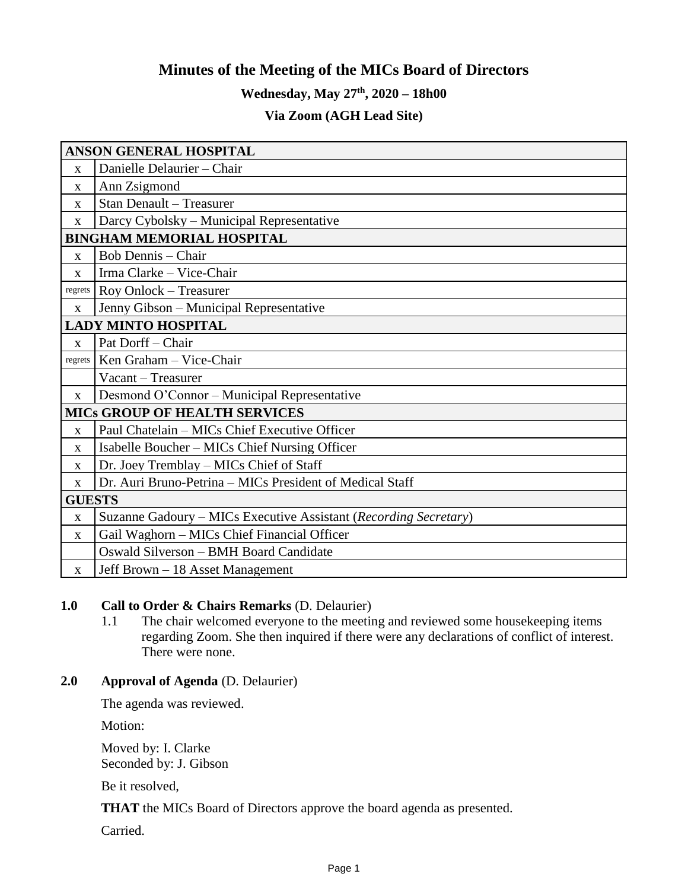# Minutes of the Meeting of the MICs Board of Directors

**Wednesday, May 27th, 2020 – 18h00**

**Via Zoom (AGH Lead Site)**

| ANSON GENERAL HOSPITAL | |
|---|---|
| x | Danielle Delaurier – Chair |
| x | Ann Zsigmond |
| x | Stan Denault – Treasurer |
| x | Darcy Cybolsky – Municipal Representative |
| **BINGHAM MEMORIAL HOSPITAL** | |
| x | Bob Dennis – Chair |
| x | Irma Clarke – Vice-Chair |
| regrets | Roy Onlock – Treasurer |
| x | Jenny Gibson – Municipal Representative |
| **LADY MINTO HOSPITAL** | |
| x | Pat Dorff – Chair |
| regrets | Ken Graham – Vice-Chair |
| | Vacant – Treasurer |
| x | Desmond O'Connor – Municipal Representative |
| **MICs GROUP OF HEALTH SERVICES** | |
| x | Paul Chatelain – MICs Chief Executive Officer |
| x | Isabelle Boucher – MICs Chief Nursing Officer |
| x | Dr. Joey Tremblay – MICs Chief of Staff |
| x | Dr. Auri Bruno-Petrina – MICs President of Medical Staff |
| **GUESTS** | |
| x | Suzanne Gadoury – MICs Executive Assistant (*Recording Secretary*) |
| x | Gail Waghorn – MICs Chief Financial Officer |
| | Oswald Silverson – BMH Board Candidate |
| x | Jeff Brown – 18 Asset Management |

## 1.0 Call to Order & Chairs Remarks (D. Delaurier)

1.1 The chair welcomed everyone to the meeting and reviewed some housekeeping items regarding Zoom. She then inquired if there were any declarations of conflict of interest. There were none.

## 2.0 Approval of Agenda (D. Delaurier)

The agenda was reviewed.

Motion:

Moved by: I. Clarke
Seconded by: J. Gibson

Be it resolved,

**THAT** the MICs Board of Directors approve the board agenda as presented.

Carried.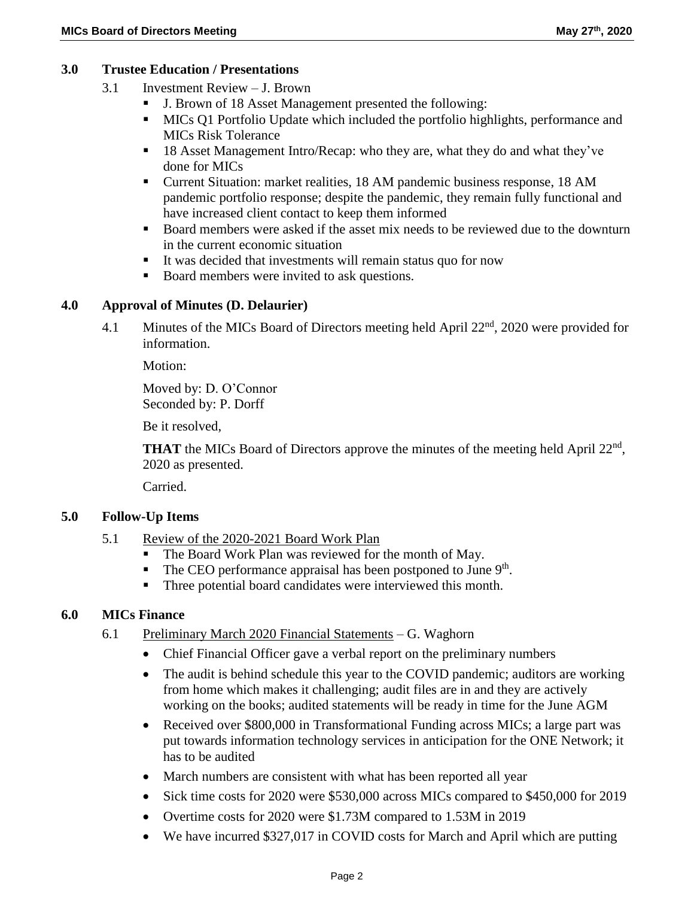## 3.0 Trustee Education / Presentations

3.1 Investment Review – J. Brown

- J. Brown of 18 Asset Management presented the following:
- MICs Q1 Portfolio Update which included the portfolio highlights, performance and MICs Risk Tolerance
- 18 Asset Management Intro/Recap: who they are, what they do and what they've done for MICs
- Current Situation: market realities, 18 AM pandemic business response, 18 AM pandemic portfolio response; despite the pandemic, they remain fully functional and have increased client contact to keep them informed
- Board members were asked if the asset mix needs to be reviewed due to the downturn in the current economic situation
- It was decided that investments will remain status quo for now
- Board members were invited to ask questions.

## 4.0 Approval of Minutes (D. Delaurier)

4.1 Minutes of the MICs Board of Directors meeting held April 22nd, 2020 were provided for information.

Motion:

Moved by: D. O'Connor
Seconded by: P. Dorff

Be it resolved,

**THAT** the MICs Board of Directors approve the minutes of the meeting held April 22nd, 2020 as presented.

Carried.

## 5.0 Follow-Up Items

5.1 Review of the 2020-2021 Board Work Plan

- The Board Work Plan was reviewed for the month of May.
- The CEO performance appraisal has been postponed to June 9th.
- Three potential board candidates were interviewed this month.

## 6.0 MICs Finance

6.1 Preliminary March 2020 Financial Statements – G. Waghorn

- Chief Financial Officer gave a verbal report on the preliminary numbers
- The audit is behind schedule this year to the COVID pandemic; auditors are working from home which makes it challenging; audit files are in and they are actively working on the books; audited statements will be ready in time for the June AGM
- Received over $800,000 in Transformational Funding across MICs; a large part was put towards information technology services in anticipation for the ONE Network; it has to be audited
- March numbers are consistent with what has been reported all year
- Sick time costs for 2020 were $530,000 across MICs compared to $450,000 for 2019
- Overtime costs for 2020 were $1.73M compared to 1.53M in 2019
- We have incurred $327,017 in COVID costs for March and April which are putting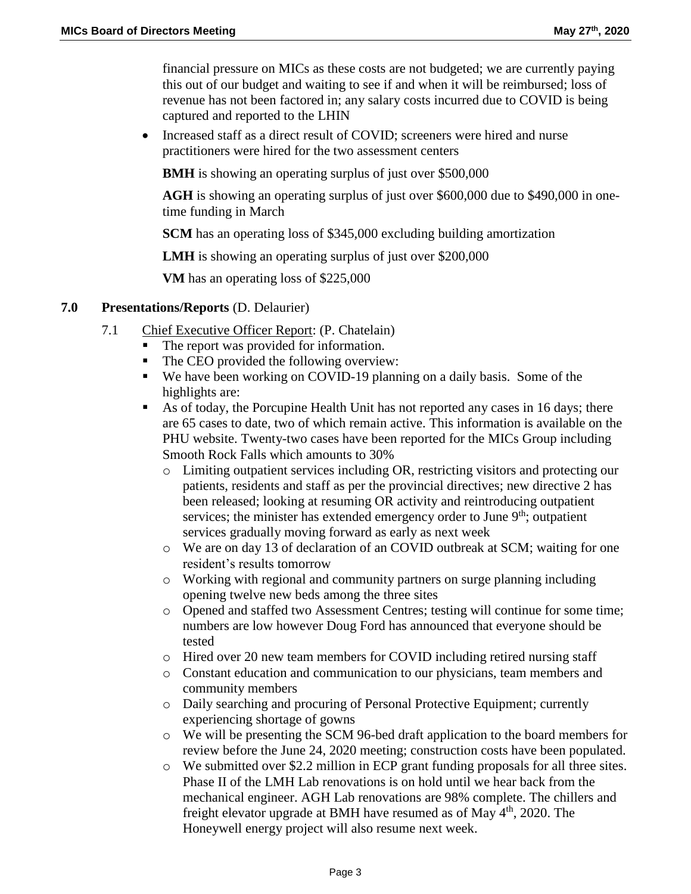financial pressure on MICs as these costs are not budgeted; we are currently paying this out of our budget and waiting to see if and when it will be reimbursed; loss of revenue has not been factored in; any salary costs incurred due to COVID is being captured and reported to the LHIN

- Increased staff as a direct result of COVID; screeners were hired and nurse practitioners were hired for the two assessment centers

  **BMH** is showing an operating surplus of just over $500,000

  **AGH** is showing an operating surplus of just over $600,000 due to $490,000 in one-time funding in March

  **SCM** has an operating loss of $345,000 excluding building amortization

  **LMH** is showing an operating surplus of just over $200,000

  **VM** has an operating loss of $225,000

## 7.0 Presentations/Reports (D. Delaurier)

7.1 Chief Executive Officer Report: (P. Chatelain)

- The report was provided for information.
- The CEO provided the following overview:
- We have been working on COVID-19 planning on a daily basis. Some of the highlights are:
- As of today, the Porcupine Health Unit has not reported any cases in 16 days; there are 65 cases to date, two of which remain active. This information is available on the PHU website. Twenty-two cases have been reported for the MICs Group including Smooth Rock Falls which amounts to 30%
  - Limiting outpatient services including OR, restricting visitors and protecting our patients, residents and staff as per the provincial directives; new directive 2 has been released; looking at resuming OR activity and reintroducing outpatient services; the minister has extended emergency order to June 9th; outpatient services gradually moving forward as early as next week
  - We are on day 13 of declaration of an COVID outbreak at SCM; waiting for one resident's results tomorrow
  - Working with regional and community partners on surge planning including opening twelve new beds among the three sites
  - Opened and staffed two Assessment Centres; testing will continue for some time; numbers are low however Doug Ford has announced that everyone should be tested
  - Hired over 20 new team members for COVID including retired nursing staff
  - Constant education and communication to our physicians, team members and community members
  - Daily searching and procuring of Personal Protective Equipment; currently experiencing shortage of gowns
  - We will be presenting the SCM 96-bed draft application to the board members for review before the June 24, 2020 meeting; construction costs have been populated.
  - We submitted over $2.2 million in ECP grant funding proposals for all three sites. Phase II of the LMH Lab renovations is on hold until we hear back from the mechanical engineer. AGH Lab renovations are 98% complete. The chillers and freight elevator upgrade at BMH have resumed as of May 4th, 2020. The Honeywell energy project will also resume next week.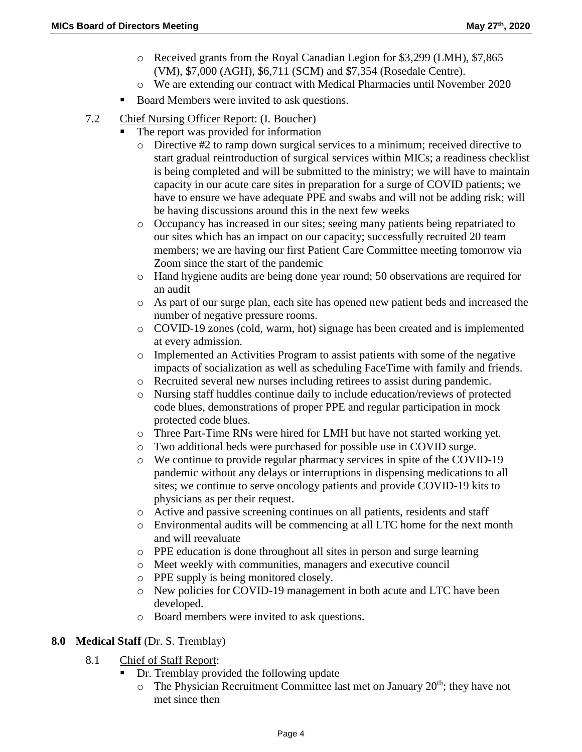- Received grants from the Royal Canadian Legion for $3,299 (LMH), $7,865 (VM), $7,000 (AGH), $6,711 (SCM) and $7,354 (Rosedale Centre).
    - We are extending our contract with Medical Pharmacies until November 2020
  - Board Members were invited to ask questions.

7.2 Chief Nursing Officer Report: (I. Boucher)

- The report was provided for information
  - Directive #2 to ramp down surgical services to a minimum; received directive to start gradual reintroduction of surgical services within MICs; a readiness checklist is being completed and will be submitted to the ministry; we will have to maintain capacity in our acute care sites in preparation for a surge of COVID patients; we have to ensure we have adequate PPE and swabs and will not be adding risk; will be having discussions around this in the next few weeks
  - Occupancy has increased in our sites; seeing many patients being repatriated to our sites which has an impact on our capacity; successfully recruited 20 team members; we are having our first Patient Care Committee meeting tomorrow via Zoom since the start of the pandemic
  - Hand hygiene audits are being done year round; 50 observations are required for an audit
  - As part of our surge plan, each site has opened new patient beds and increased the number of negative pressure rooms.
  - COVID-19 zones (cold, warm, hot) signage has been created and is implemented at every admission.
  - Implemented an Activities Program to assist patients with some of the negative impacts of socialization as well as scheduling FaceTime with family and friends.
  - Recruited several new nurses including retirees to assist during pandemic.
  - Nursing staff huddles continue daily to include education/reviews of protected code blues, demonstrations of proper PPE and regular participation in mock protected code blues.
  - Three Part-Time RNs were hired for LMH but have not started working yet.
  - Two additional beds were purchased for possible use in COVID surge.
  - We continue to provide regular pharmacy services in spite of the COVID-19 pandemic without any delays or interruptions in dispensing medications to all sites; we continue to serve oncology patients and provide COVID-19 kits to physicians as per their request.
  - Active and passive screening continues on all patients, residents and staff
  - Environmental audits will be commencing at all LTC home for the next month and will reevaluate
  - PPE education is done throughout all sites in person and surge learning
  - Meet weekly with communities, managers and executive council
  - PPE supply is being monitored closely.
  - New policies for COVID-19 management in both acute and LTC have been developed.
  - Board members were invited to ask questions.

**8.0 Medical Staff** (Dr. S. Tremblay)

8.1 Chief of Staff Report:

- Dr. Tremblay provided the following update
  - The Physician Recruitment Committee last met on January 20th; they have not met since then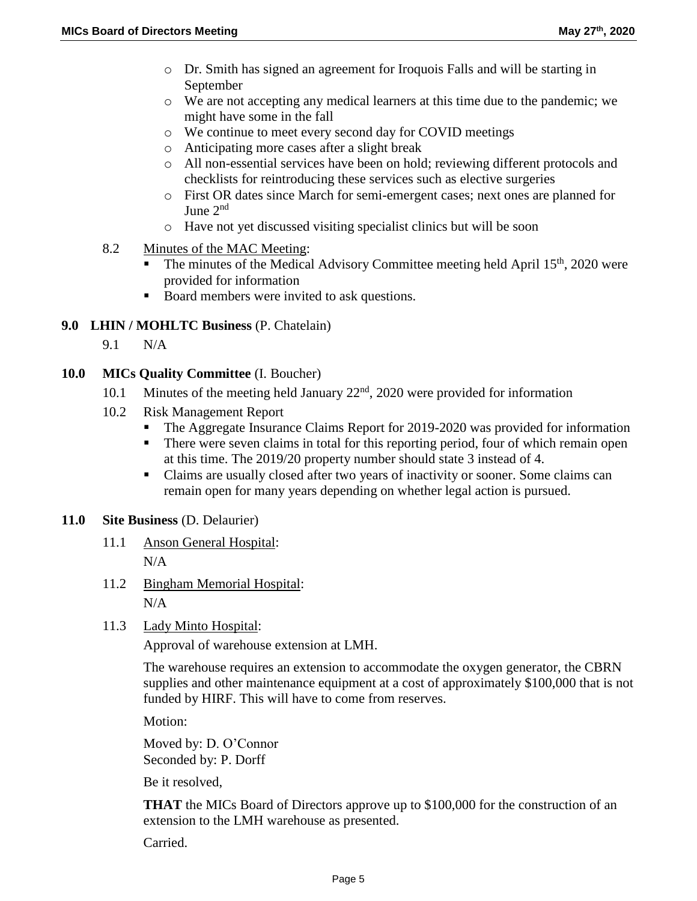- Dr. Smith has signed an agreement for Iroquois Falls and will be starting in September
  - We are not accepting any medical learners at this time due to the pandemic; we might have some in the fall
  - We continue to meet every second day for COVID meetings
  - Anticipating more cases after a slight break
  - All non-essential services have been on hold; reviewing different protocols and checklists for reintroducing these services such as elective surgeries
  - First OR dates since March for semi-emergent cases; next ones are planned for June 2nd
  - Have not yet discussed visiting specialist clinics but will be soon

8.2 Minutes of the MAC Meeting:

- The minutes of the Medical Advisory Committee meeting held April 15th, 2020 were provided for information
- Board members were invited to ask questions.

**9.0 LHIN / MOHLTC Business** (P. Chatelain)

9.1 N/A

**10.0 MICs Quality Committee** (I. Boucher)

10.1 Minutes of the meeting held January 22nd, 2020 were provided for information

10.2 Risk Management Report

- The Aggregate Insurance Claims Report for 2019-2020 was provided for information
- There were seven claims in total for this reporting period, four of which remain open at this time. The 2019/20 property number should state 3 instead of 4.
- Claims are usually closed after two years of inactivity or sooner. Some claims can remain open for many years depending on whether legal action is pursued.

**11.0 Site Business** (D. Delaurier)

11.1 Anson General Hospital:

N/A

11.2 Bingham Memorial Hospital:

N/A

11.3 Lady Minto Hospital:

Approval of warehouse extension at LMH.

The warehouse requires an extension to accommodate the oxygen generator, the CBRN supplies and other maintenance equipment at a cost of approximately $100,000 that is not funded by HIRF. This will have to come from reserves.

Motion:

Moved by: D. O'Connor
Seconded by: P. Dorff

Be it resolved,

**THAT** the MICs Board of Directors approve up to $100,000 for the construction of an extension to the LMH warehouse as presented.

Carried.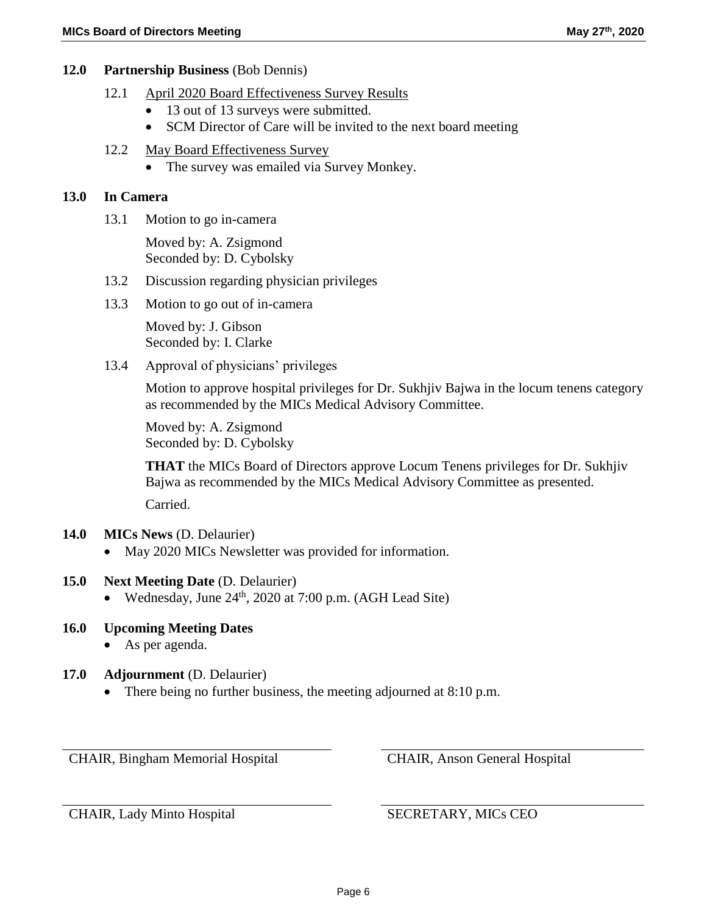**12.0 Partnership Business** (Bob Dennis)

12.1 April 2020 Board Effectiveness Survey Results

- 13 out of 13 surveys were submitted.
- SCM Director of Care will be invited to the next board meeting

12.2 May Board Effectiveness Survey

- The survey was emailed via Survey Monkey.

**13.0 In Camera**

13.1 Motion to go in-camera

Moved by: A. Zsigmond
Seconded by: D. Cybolsky

13.2 Discussion regarding physician privileges

13.3 Motion to go out of in-camera

Moved by: J. Gibson
Seconded by: I. Clarke

13.4 Approval of physicians' privileges

Motion to approve hospital privileges for Dr. Sukhjiv Bajwa in the locum tenens category as recommended by the MICs Medical Advisory Committee.

Moved by: A. Zsigmond
Seconded by: D. Cybolsky

**THAT** the MICs Board of Directors approve Locum Tenens privileges for Dr. Sukhjiv Bajwa as recommended by the MICs Medical Advisory Committee as presented.

Carried.

**14.0 MICs News** (D. Delaurier)

- May 2020 MICs Newsletter was provided for information.

**15.0 Next Meeting Date** (D. Delaurier)

- Wednesday, June 24th, 2020 at 7:00 p.m. (AGH Lead Site)

**16.0 Upcoming Meeting Dates**

- As per agenda.

**17.0 Adjournment** (D. Delaurier)

- There being no further business, the meeting adjourned at 8:10 p.m.

CHAIR, Bingham Memorial Hospital

CHAIR, Anson General Hospital

CHAIR, Lady Minto Hospital

SECRETARY, MICs CEO